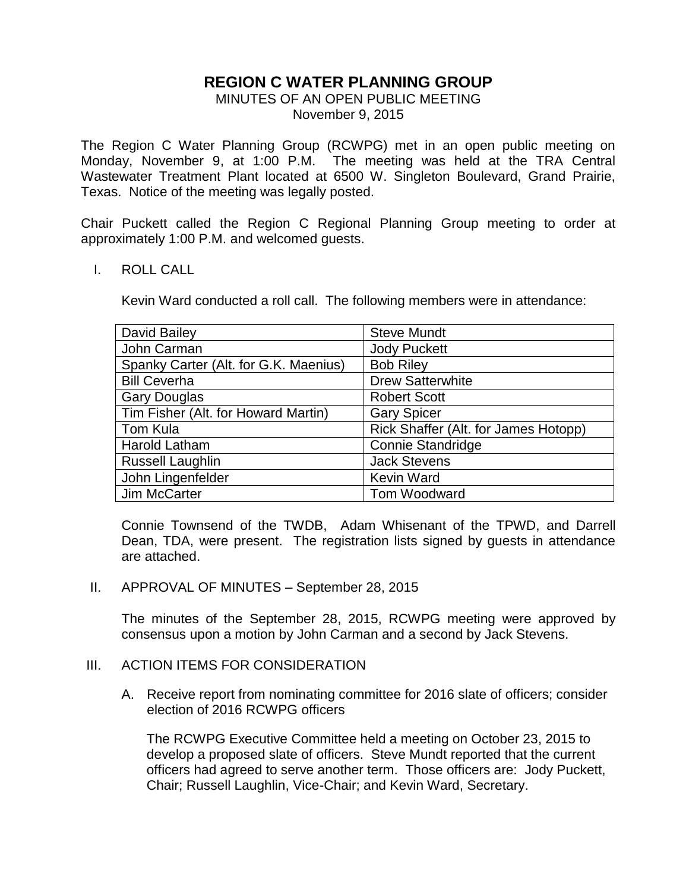# REGION C WATER PLANNING GROUP

MINUTES OF AN OPEN PUBLIC MEETING
November 9, 2015

The Region C Water Planning Group (RCWPG) met in an open public meeting on Monday, November 9, at 1:00 P.M. The meeting was held at the TRA Central Wastewater Treatment Plant located at 6500 W. Singleton Boulevard, Grand Prairie, Texas. Notice of the meeting was legally posted.

Chair Puckett called the Region C Regional Planning Group meeting to order at approximately 1:00 P.M. and welcomed guests.

## I. ROLL CALL

Kevin Ward conducted a roll call. The following members were in attendance:

| | |
|---|---|
| David Bailey | Steve Mundt |
| John Carman | Jody Puckett |
| Spanky Carter (Alt. for G.K. Maenius) | Bob Riley |
| Bill Ceverha | Drew Satterwhite |
| Gary Douglas | Robert Scott |
| Tim Fisher (Alt. for Howard Martin) | Gary Spicer |
| Tom Kula | Rick Shaffer (Alt. for James Hotopp) |
| Harold Latham | Connie Standridge |
| Russell Laughlin | Jack Stevens |
| John Lingenfelder | Kevin Ward |
| Jim McCarter | Tom Woodward |

Connie Townsend of the TWDB, Adam Whisenant of the TPWD, and Darrell Dean, TDA, were present. The registration lists signed by guests in attendance are attached.

## II. APPROVAL OF MINUTES – September 28, 2015

The minutes of the September 28, 2015, RCWPG meeting were approved by consensus upon a motion by John Carman and a second by Jack Stevens.

## III. ACTION ITEMS FOR CONSIDERATION

A. Receive report from nominating committee for 2016 slate of officers; consider election of 2016 RCWPG officers

The RCWPG Executive Committee held a meeting on October 23, 2015 to develop a proposed slate of officers. Steve Mundt reported that the current officers had agreed to serve another term. Those officers are: Jody Puckett, Chair; Russell Laughlin, Vice-Chair; and Kevin Ward, Secretary.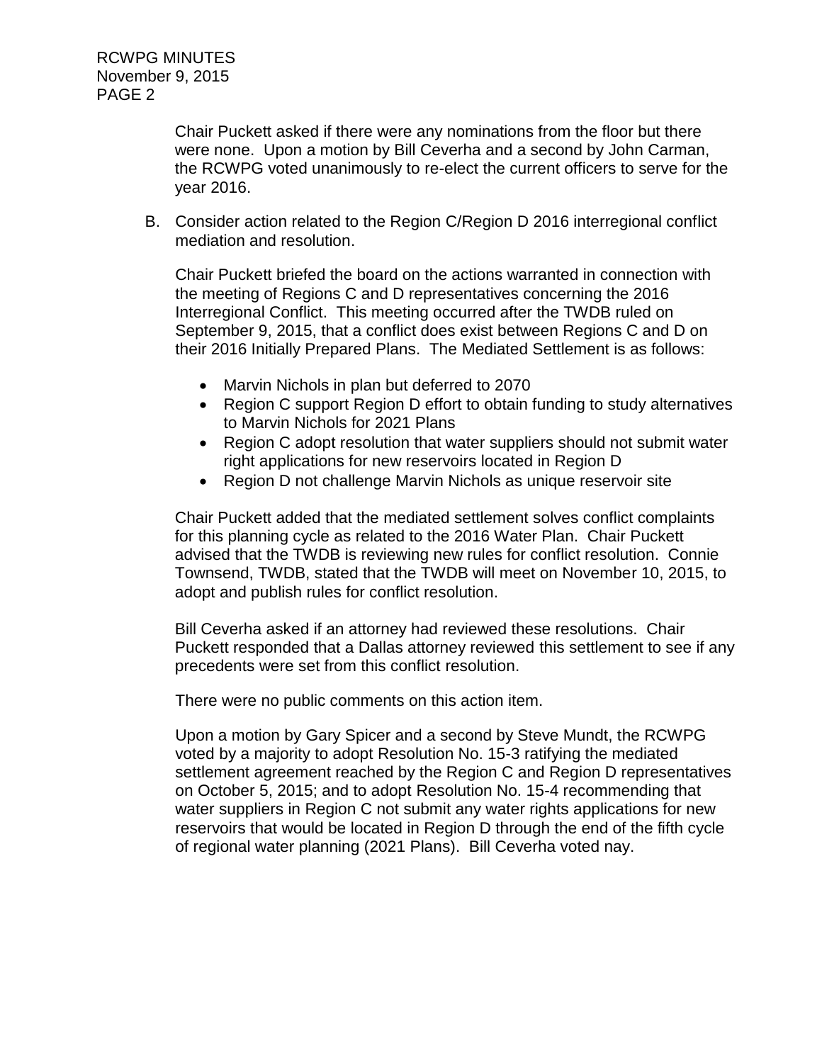Chair Puckett asked if there were any nominations from the floor but there were none. Upon a motion by Bill Ceverha and a second by John Carman, the RCWPG voted unanimously to re-elect the current officers to serve for the year 2016.

B. Consider action related to the Region C/Region D 2016 interregional conflict mediation and resolution.

Chair Puckett briefed the board on the actions warranted in connection with the meeting of Regions C and D representatives concerning the 2016 Interregional Conflict. This meeting occurred after the TWDB ruled on September 9, 2015, that a conflict does exist between Regions C and D on their 2016 Initially Prepared Plans. The Mediated Settlement is as follows:

- Marvin Nichols in plan but deferred to 2070
- Region C support Region D effort to obtain funding to study alternatives to Marvin Nichols for 2021 Plans
- Region C adopt resolution that water suppliers should not submit water right applications for new reservoirs located in Region D
- Region D not challenge Marvin Nichols as unique reservoir site

Chair Puckett added that the mediated settlement solves conflict complaints for this planning cycle as related to the 2016 Water Plan. Chair Puckett advised that the TWDB is reviewing new rules for conflict resolution. Connie Townsend, TWDB, stated that the TWDB will meet on November 10, 2015, to adopt and publish rules for conflict resolution.

Bill Ceverha asked if an attorney had reviewed these resolutions. Chair Puckett responded that a Dallas attorney reviewed this settlement to see if any precedents were set from this conflict resolution.

There were no public comments on this action item.

Upon a motion by Gary Spicer and a second by Steve Mundt, the RCWPG voted by a majority to adopt Resolution No. 15-3 ratifying the mediated settlement agreement reached by the Region C and Region D representatives on October 5, 2015; and to adopt Resolution No. 15-4 recommending that water suppliers in Region C not submit any water rights applications for new reservoirs that would be located in Region D through the end of the fifth cycle of regional water planning (2021 Plans). Bill Ceverha voted nay.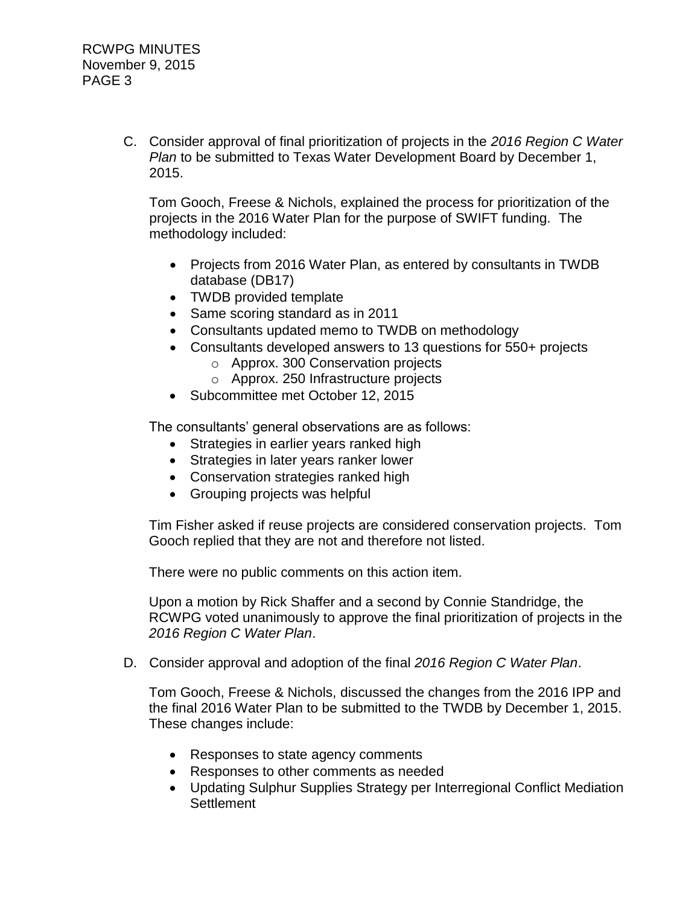C. Consider approval of final prioritization of projects in the *2016 Region C Water Plan* to be submitted to Texas Water Development Board by December 1, 2015.

   Tom Gooch, Freese & Nichols, explained the process for prioritization of the projects in the 2016 Water Plan for the purpose of SWIFT funding. The methodology included:

   - Projects from 2016 Water Plan, as entered by consultants in TWDB database (DB17)
   - TWDB provided template
   - Same scoring standard as in 2011
   - Consultants updated memo to TWDB on methodology
   - Consultants developed answers to 13 questions for 550+ projects
     - Approx. 300 Conservation projects
     - Approx. 250 Infrastructure projects
   - Subcommittee met October 12, 2015

   The consultants' general observations are as follows:

   - Strategies in earlier years ranked high
   - Strategies in later years ranker lower
   - Conservation strategies ranked high
   - Grouping projects was helpful

   Tim Fisher asked if reuse projects are considered conservation projects. Tom Gooch replied that they are not and therefore not listed.

   There were no public comments on this action item.

   Upon a motion by Rick Shaffer and a second by Connie Standridge, the RCWPG voted unanimously to approve the final prioritization of projects in the *2016 Region C Water Plan*.

D. Consider approval and adoption of the final *2016 Region C Water Plan*.

   Tom Gooch, Freese & Nichols, discussed the changes from the 2016 IPP and the final 2016 Water Plan to be submitted to the TWDB by December 1, 2015. These changes include:

   - Responses to state agency comments
   - Responses to other comments as needed
   - Updating Sulphur Supplies Strategy per Interregional Conflict Mediation Settlement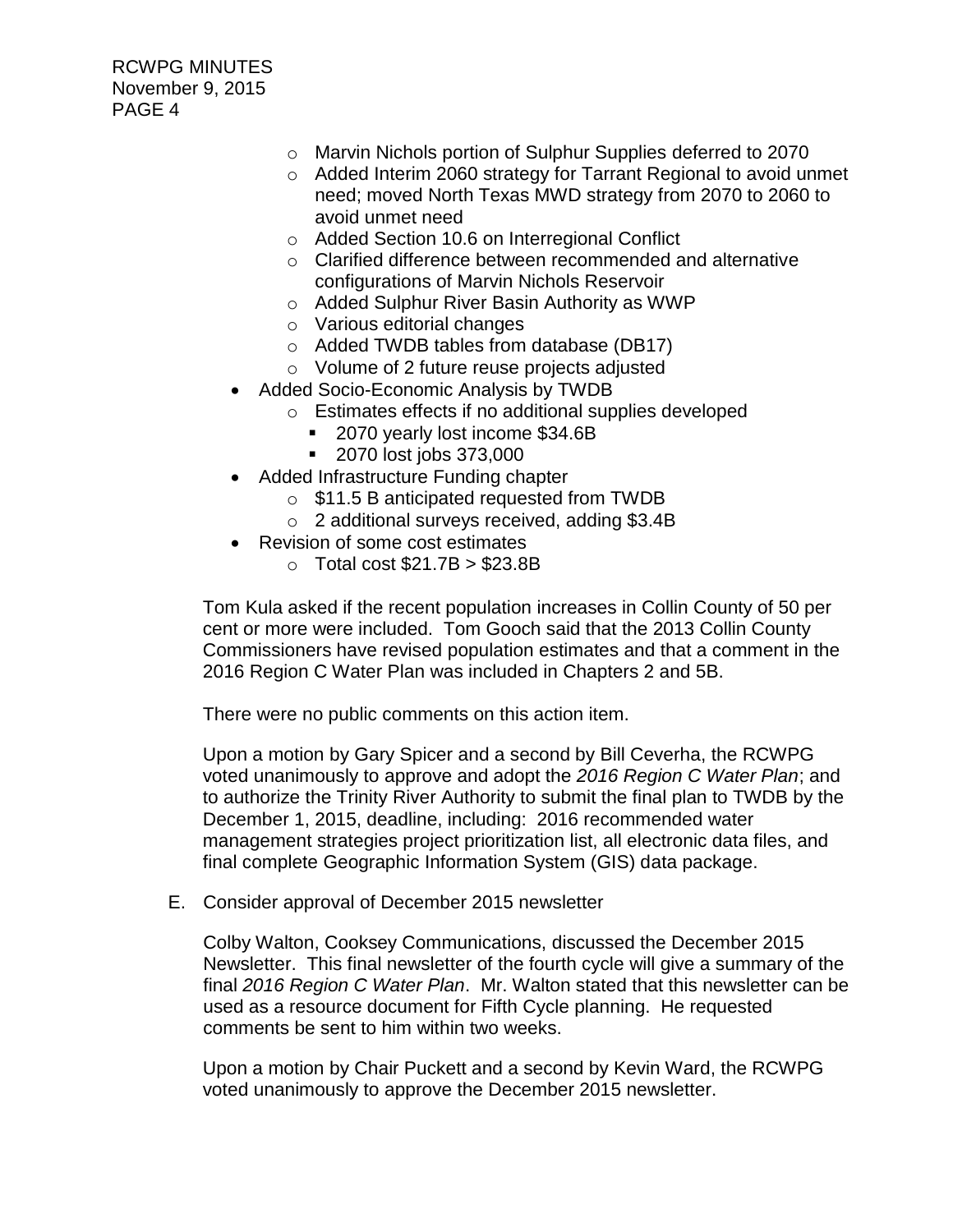- Marvin Nichols portion of Sulphur Supplies deferred to 2070
    - Added Interim 2060 strategy for Tarrant Regional to avoid unmet need; moved North Texas MWD strategy from 2070 to 2060 to avoid unmet need
    - Added Section 10.6 on Interregional Conflict
    - Clarified difference between recommended and alternative configurations of Marvin Nichols Reservoir
    - Added Sulphur River Basin Authority as WWP
    - Various editorial changes
    - Added TWDB tables from database (DB17)
    - Volume of 2 future reuse projects adjusted
- Added Socio-Economic Analysis by TWDB
    - Estimates effects if no additional supplies developed
        - 2070 yearly lost income $34.6B
        - 2070 lost jobs 373,000
- Added Infrastructure Funding chapter
    - $11.5 B anticipated requested from TWDB
    - 2 additional surveys received, adding $3.4B
- Revision of some cost estimates
    - Total cost $21.7B > $23.8B

Tom Kula asked if the recent population increases in Collin County of 50 per cent or more were included. Tom Gooch said that the 2013 Collin County Commissioners have revised population estimates and that a comment in the 2016 Region C Water Plan was included in Chapters 2 and 5B.

There were no public comments on this action item.

Upon a motion by Gary Spicer and a second by Bill Ceverha, the RCWPG voted unanimously to approve and adopt the *2016 Region C Water Plan*; and to authorize the Trinity River Authority to submit the final plan to TWDB by the December 1, 2015, deadline, including: 2016 recommended water management strategies project prioritization list, all electronic data files, and final complete Geographic Information System (GIS) data package.

E. Consider approval of December 2015 newsletter

Colby Walton, Cooksey Communications, discussed the December 2015 Newsletter. This final newsletter of the fourth cycle will give a summary of the final *2016 Region C Water Plan*. Mr. Walton stated that this newsletter can be used as a resource document for Fifth Cycle planning. He requested comments be sent to him within two weeks.

Upon a motion by Chair Puckett and a second by Kevin Ward, the RCWPG voted unanimously to approve the December 2015 newsletter.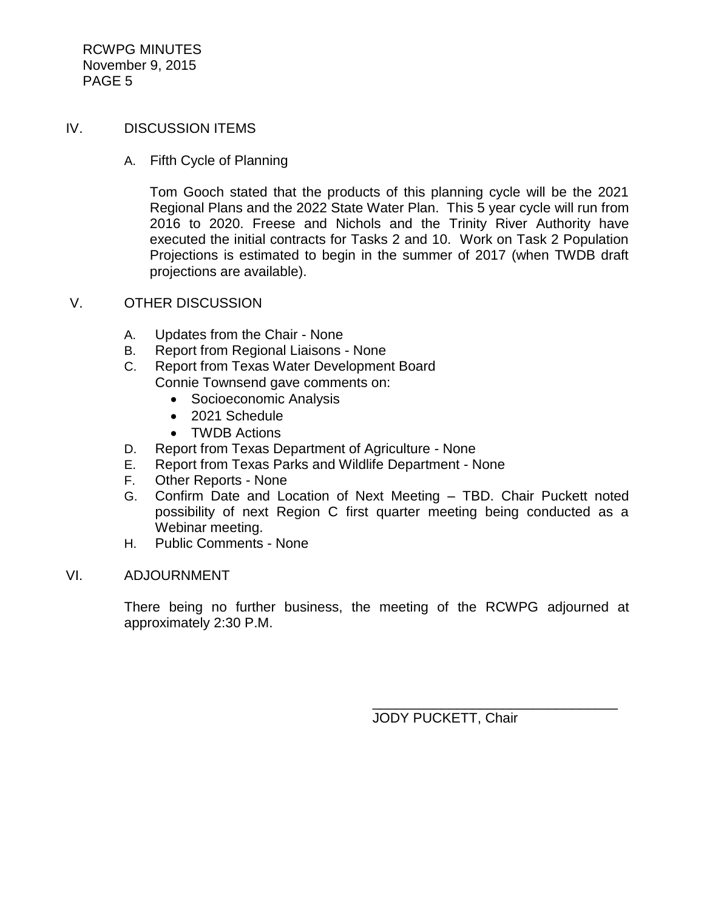## IV. DISCUSSION ITEMS

A. Fifth Cycle of Planning

Tom Gooch stated that the products of this planning cycle will be the 2021 Regional Plans and the 2022 State Water Plan. This 5 year cycle will run from 2016 to 2020. Freese and Nichols and the Trinity River Authority have executed the initial contracts for Tasks 2 and 10. Work on Task 2 Population Projections is estimated to begin in the summer of 2017 (when TWDB draft projections are available).

## V. OTHER DISCUSSION

A. Updates from the Chair - None

B. Report from Regional Liaisons - None

C. Report from Texas Water Development Board
Connie Townsend gave comments on:
- Socioeconomic Analysis
- 2021 Schedule
- TWDB Actions

D. Report from Texas Department of Agriculture - None

E. Report from Texas Parks and Wildlife Department - None

F. Other Reports - None

G. Confirm Date and Location of Next Meeting – TBD. Chair Puckett noted possibility of next Region C first quarter meeting being conducted as a Webinar meeting.

H. Public Comments - None

## VI. ADJOURNMENT

There being no further business, the meeting of the RCWPG adjourned at approximately 2:30 P.M.

_________________________________
JODY PUCKETT, Chair